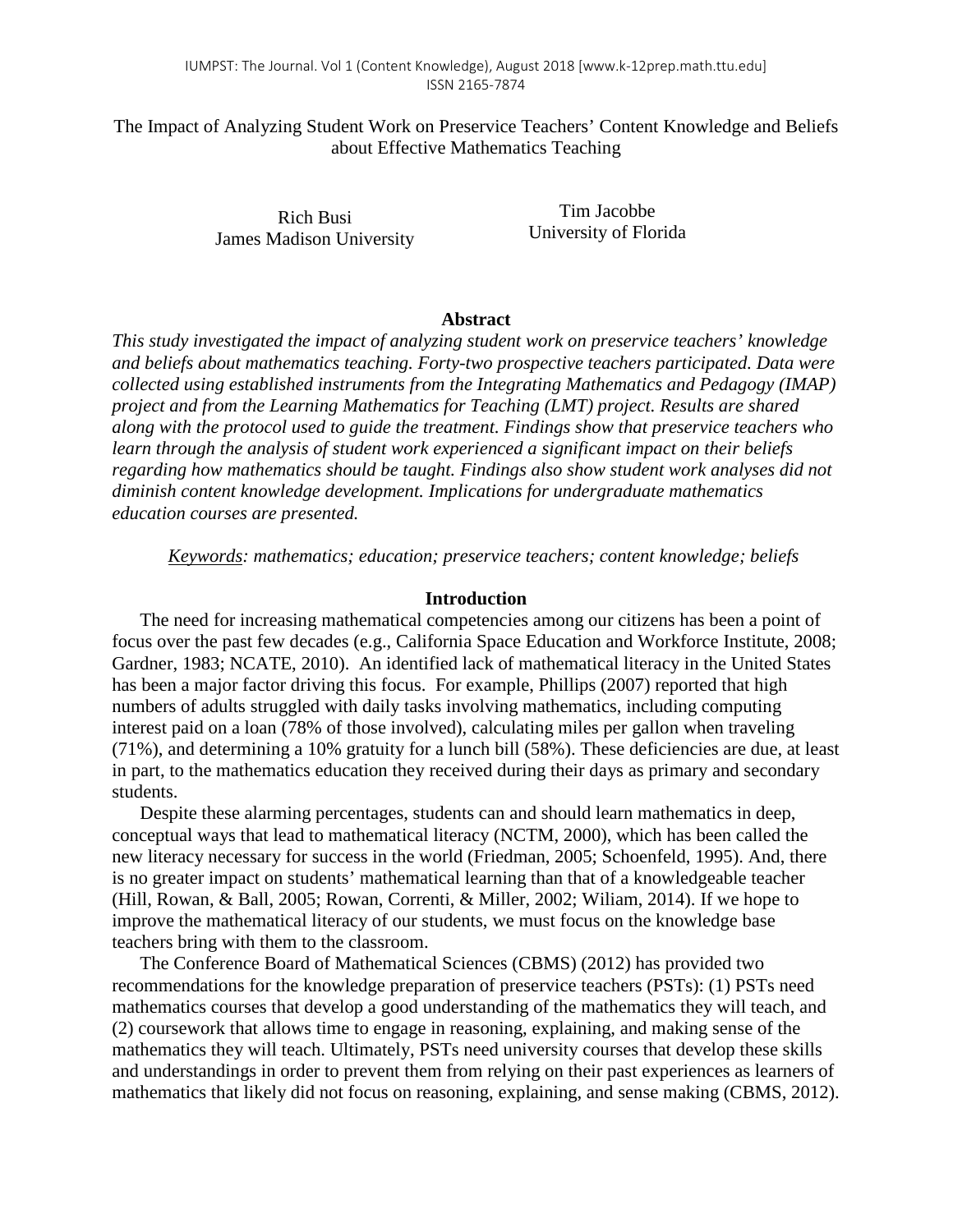# The Impact of Analyzing Student Work on Preservice Teachers' Content Knowledge and Beliefs about Effective Mathematics Teaching

Rich Busi
James Madison University

Tim Jacobbe
University of Florida

## Abstract

*This study investigated the impact of analyzing student work on preservice teachers' knowledge and beliefs about mathematics teaching. Forty-two prospective teachers participated. Data were collected using established instruments from the Integrating Mathematics and Pedagogy (IMAP) project and from the Learning Mathematics for Teaching (LMT) project. Results are shared along with the protocol used to guide the treatment. Findings show that preservice teachers who learn through the analysis of student work experienced a significant impact on their beliefs regarding how mathematics should be taught. Findings also show student work analyses did not diminish content knowledge development. Implications for undergraduate mathematics education courses are presented.*

*Keywords: mathematics; education; preservice teachers; content knowledge; beliefs*

## Introduction

The need for increasing mathematical competencies among our citizens has been a point of focus over the past few decades (e.g., California Space Education and Workforce Institute, 2008; Gardner, 1983; NCATE, 2010). An identified lack of mathematical literacy in the United States has been a major factor driving this focus. For example, Phillips (2007) reported that high numbers of adults struggled with daily tasks involving mathematics, including computing interest paid on a loan (78% of those involved), calculating miles per gallon when traveling (71%), and determining a 10% gratuity for a lunch bill (58%). These deficiencies are due, at least in part, to the mathematics education they received during their days as primary and secondary students.

Despite these alarming percentages, students can and should learn mathematics in deep, conceptual ways that lead to mathematical literacy (NCTM, 2000), which has been called the new literacy necessary for success in the world (Friedman, 2005; Schoenfeld, 1995). And, there is no greater impact on students' mathematical learning than that of a knowledgeable teacher (Hill, Rowan, & Ball, 2005; Rowan, Correnti, & Miller, 2002; Wiliam, 2014). If we hope to improve the mathematical literacy of our students, we must focus on the knowledge base teachers bring with them to the classroom.

The Conference Board of Mathematical Sciences (CBMS) (2012) has provided two recommendations for the knowledge preparation of preservice teachers (PSTs): (1) PSTs need mathematics courses that develop a good understanding of the mathematics they will teach, and (2) coursework that allows time to engage in reasoning, explaining, and making sense of the mathematics they will teach. Ultimately, PSTs need university courses that develop these skills and understandings in order to prevent them from relying on their past experiences as learners of mathematics that likely did not focus on reasoning, explaining, and sense making (CBMS, 2012).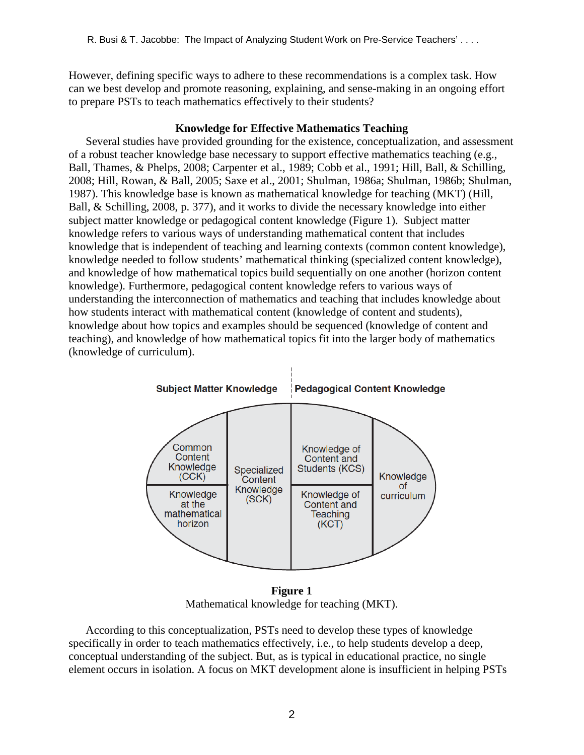However, defining specific ways to adhere to these recommendations is a complex task. How can we best develop and promote reasoning, explaining, and sense-making in an ongoing effort to prepare PSTs to teach mathematics effectively to their students?

## Knowledge for Effective Mathematics Teaching

Several studies have provided grounding for the existence, conceptualization, and assessment of a robust teacher knowledge base necessary to support effective mathematics teaching (e.g., Ball, Thames, & Phelps, 2008; Carpenter et al., 1989; Cobb et al., 1991; Hill, Ball, & Schilling, 2008; Hill, Rowan, & Ball, 2005; Saxe et al., 2001; Shulman, 1986a; Shulman, 1986b; Shulman, 1987). This knowledge base is known as mathematical knowledge for teaching (MKT) (Hill, Ball, & Schilling, 2008, p. 377), and it works to divide the necessary knowledge into either subject matter knowledge or pedagogical content knowledge (Figure 1). Subject matter knowledge refers to various ways of understanding mathematical content that includes knowledge that is independent of teaching and learning contexts (common content knowledge), knowledge needed to follow students' mathematical thinking (specialized content knowledge), and knowledge of how mathematical topics build sequentially on one another (horizon content knowledge). Furthermore, pedagogical content knowledge refers to various ways of understanding the interconnection of mathematics and teaching that includes knowledge about how students interact with mathematical content (knowledge of content and students), knowledge about how topics and examples should be sequenced (knowledge of content and teaching), and knowledge of how mathematical topics fit into the larger body of mathematics (knowledge of curriculum).

| Subject Matter Knowledge | | Pedagogical Content Knowledge | |
|---|---|---|---|
| Common Content Knowledge (CCK) | Specialized Content Knowledge (SCK) | Knowledge of Content and Students (KCS) | Knowledge of curriculum |
| Knowledge at the mathematical horizon | | Knowledge of Content and Teaching (KCT) | |

**Figure 1**
Mathematical knowledge for teaching (MKT).

According to this conceptualization, PSTs need to develop these types of knowledge specifically in order to teach mathematics effectively, i.e., to help students develop a deep, conceptual understanding of the subject. But, as is typical in educational practice, no single element occurs in isolation. A focus on MKT development alone is insufficient in helping PSTs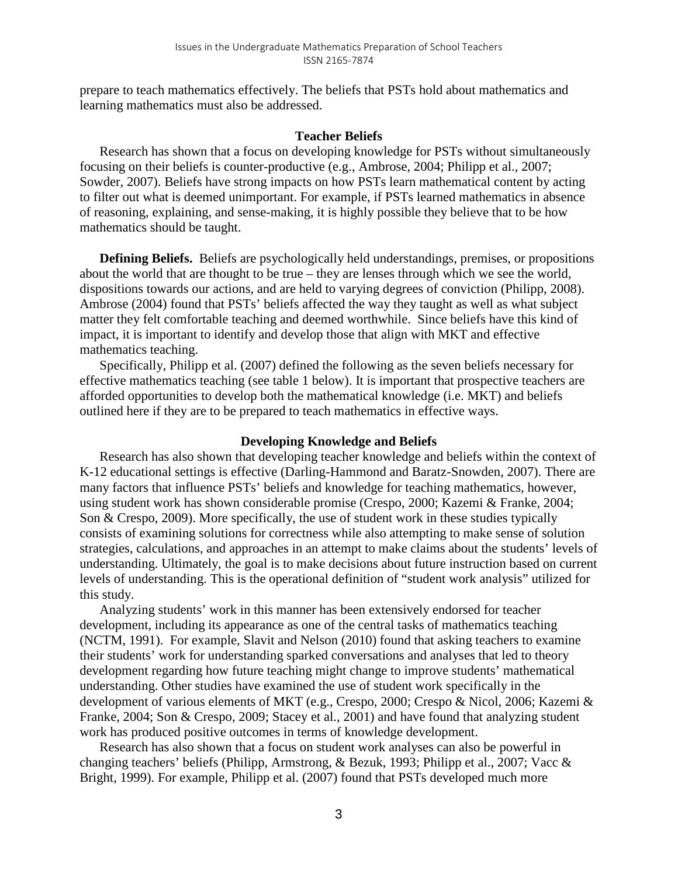prepare to teach mathematics effectively. The beliefs that PSTs hold about mathematics and learning mathematics must also be addressed.

## Teacher Beliefs

Research has shown that a focus on developing knowledge for PSTs without simultaneously focusing on their beliefs is counter-productive (e.g., Ambrose, 2004; Philipp et al., 2007; Sowder, 2007). Beliefs have strong impacts on how PSTs learn mathematical content by acting to filter out what is deemed unimportant. For example, if PSTs learned mathematics in absence of reasoning, explaining, and sense-making, it is highly possible they believe that to be how mathematics should be taught.

**Defining Beliefs.** Beliefs are psychologically held understandings, premises, or propositions about the world that are thought to be true – they are lenses through which we see the world, dispositions towards our actions, and are held to varying degrees of conviction (Philipp, 2008). Ambrose (2004) found that PSTs' beliefs affected the way they taught as well as what subject matter they felt comfortable teaching and deemed worthwhile. Since beliefs have this kind of impact, it is important to identify and develop those that align with MKT and effective mathematics teaching.

Specifically, Philipp et al. (2007) defined the following as the seven beliefs necessary for effective mathematics teaching (see table 1 below). It is important that prospective teachers are afforded opportunities to develop both the mathematical knowledge (i.e. MKT) and beliefs outlined here if they are to be prepared to teach mathematics in effective ways.

## Developing Knowledge and Beliefs

Research has also shown that developing teacher knowledge and beliefs within the context of K-12 educational settings is effective (Darling-Hammond and Baratz-Snowden, 2007). There are many factors that influence PSTs' beliefs and knowledge for teaching mathematics, however, using student work has shown considerable promise (Crespo, 2000; Kazemi & Franke, 2004; Son & Crespo, 2009). More specifically, the use of student work in these studies typically consists of examining solutions for correctness while also attempting to make sense of solution strategies, calculations, and approaches in an attempt to make claims about the students' levels of understanding. Ultimately, the goal is to make decisions about future instruction based on current levels of understanding. This is the operational definition of "student work analysis" utilized for this study.

Analyzing students' work in this manner has been extensively endorsed for teacher development, including its appearance as one of the central tasks of mathematics teaching (NCTM, 1991). For example, Slavit and Nelson (2010) found that asking teachers to examine their students' work for understanding sparked conversations and analyses that led to theory development regarding how future teaching might change to improve students' mathematical understanding. Other studies have examined the use of student work specifically in the development of various elements of MKT (e.g., Crespo, 2000; Crespo & Nicol, 2006; Kazemi & Franke, 2004; Son & Crespo, 2009; Stacey et al., 2001) and have found that analyzing student work has produced positive outcomes in terms of knowledge development.

Research has also shown that a focus on student work analyses can also be powerful in changing teachers' beliefs (Philipp, Armstrong, & Bezuk, 1993; Philipp et al., 2007; Vacc & Bright, 1999). For example, Philipp et al. (2007) found that PSTs developed much more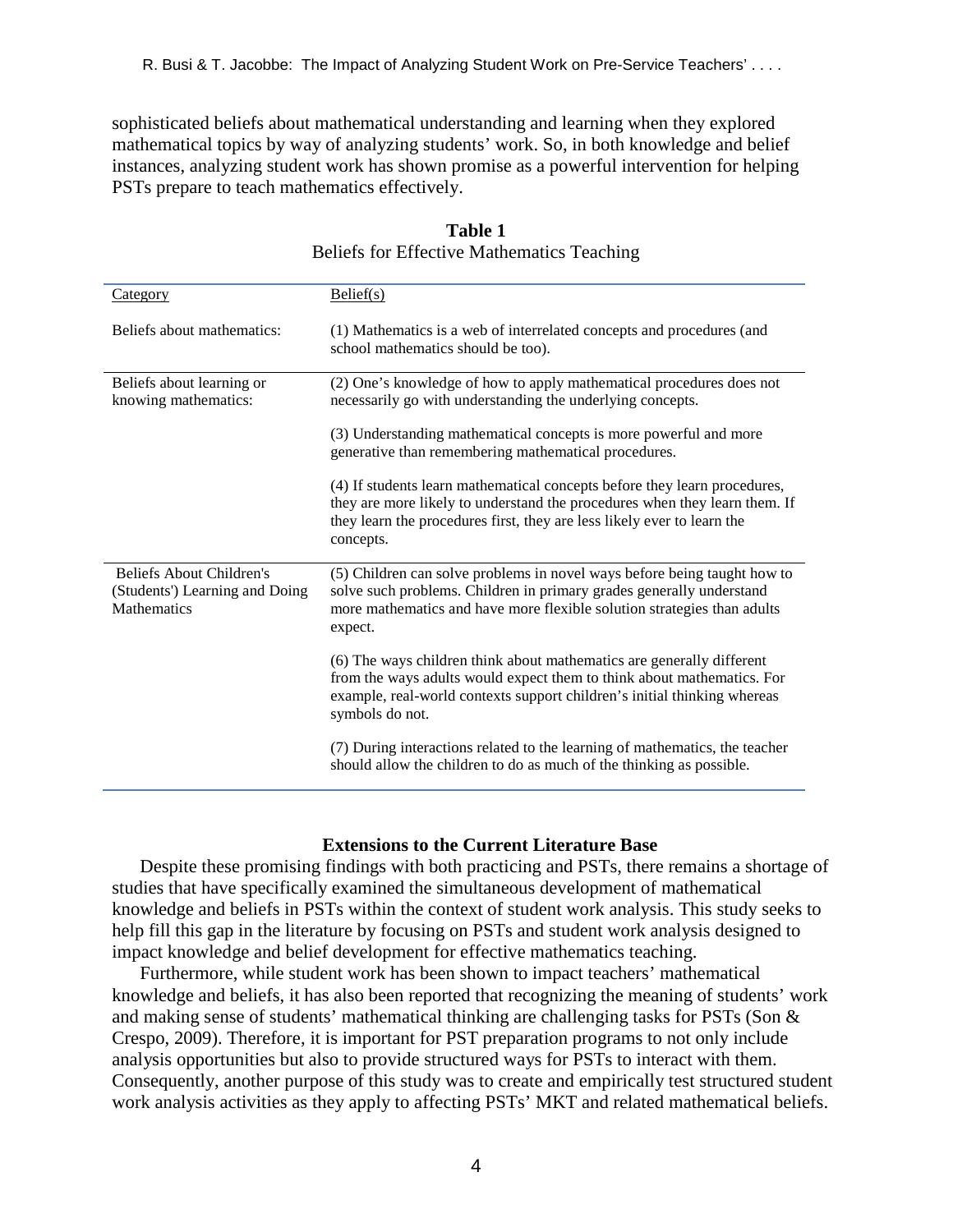sophisticated beliefs about mathematical understanding and learning when they explored mathematical topics by way of analyzing students' work. So, in both knowledge and belief instances, analyzing student work has shown promise as a powerful intervention for helping PSTs prepare to teach mathematics effectively.

**Table 1**
Beliefs for Effective Mathematics Teaching

| Category | Belief(s) |
|---|---|
| Beliefs about mathematics: | (1) Mathematics is a web of interrelated concepts and procedures (and school mathematics should be too). |
| Beliefs about learning or knowing mathematics: | (2) One's knowledge of how to apply mathematical procedures does not necessarily go with understanding the underlying concepts. |
| | (3) Understanding mathematical concepts is more powerful and more generative than remembering mathematical procedures. |
| | (4) If students learn mathematical concepts before they learn procedures, they are more likely to understand the procedures when they learn them. If they learn the procedures first, they are less likely ever to learn the concepts. |
| Beliefs About Children's (Students') Learning and Doing Mathematics | (5) Children can solve problems in novel ways before being taught how to solve such problems. Children in primary grades generally understand more mathematics and have more flexible solution strategies than adults expect. |
| | (6) The ways children think about mathematics are generally different from the ways adults would expect them to think about mathematics. For example, real-world contexts support children's initial thinking whereas symbols do not. |
| | (7) During interactions related to the learning of mathematics, the teacher should allow the children to do as much of the thinking as possible. |

## Extensions to the Current Literature Base

Despite these promising findings with both practicing and PSTs, there remains a shortage of studies that have specifically examined the simultaneous development of mathematical knowledge and beliefs in PSTs within the context of student work analysis. This study seeks to help fill this gap in the literature by focusing on PSTs and student work analysis designed to impact knowledge and belief development for effective mathematics teaching.

Furthermore, while student work has been shown to impact teachers' mathematical knowledge and beliefs, it has also been reported that recognizing the meaning of students' work and making sense of students' mathematical thinking are challenging tasks for PSTs (Son & Crespo, 2009). Therefore, it is important for PST preparation programs to not only include analysis opportunities but also to provide structured ways for PSTs to interact with them. Consequently, another purpose of this study was to create and empirically test structured student work analysis activities as they apply to affecting PSTs' MKT and related mathematical beliefs.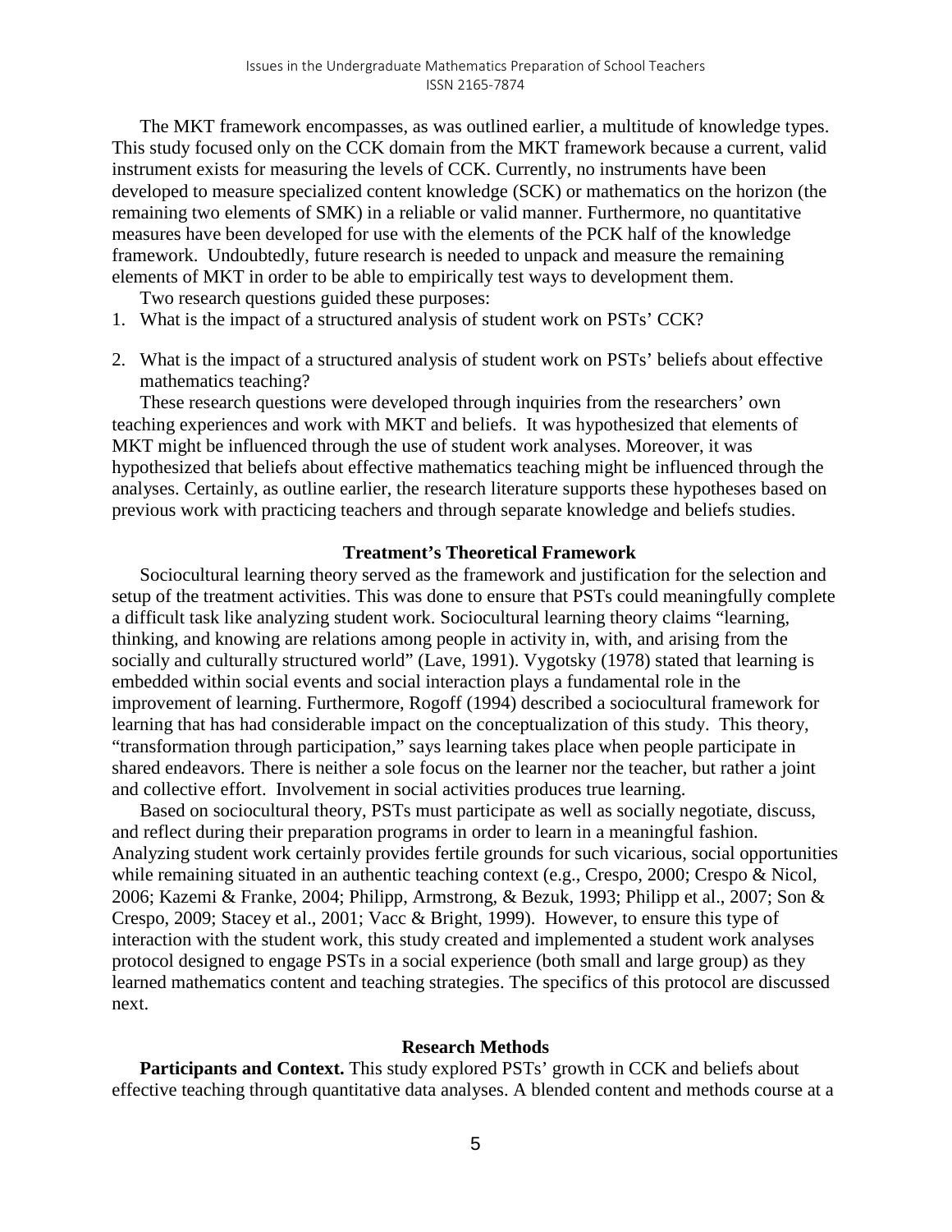The MKT framework encompasses, as was outlined earlier, a multitude of knowledge types. This study focused only on the CCK domain from the MKT framework because a current, valid instrument exists for measuring the levels of CCK. Currently, no instruments have been developed to measure specialized content knowledge (SCK) or mathematics on the horizon (the remaining two elements of SMK) in a reliable or valid manner. Furthermore, no quantitative measures have been developed for use with the elements of the PCK half of the knowledge framework. Undoubtedly, future research is needed to unpack and measure the remaining elements of MKT in order to be able to empirically test ways to development them.

Two research questions guided these purposes:

1. What is the impact of a structured analysis of student work on PSTs' CCK?
2. What is the impact of a structured analysis of student work on PSTs' beliefs about effective mathematics teaching?

These research questions were developed through inquiries from the researchers' own teaching experiences and work with MKT and beliefs. It was hypothesized that elements of MKT might be influenced through the use of student work analyses. Moreover, it was hypothesized that beliefs about effective mathematics teaching might be influenced through the analyses. Certainly, as outline earlier, the research literature supports these hypotheses based on previous work with practicing teachers and through separate knowledge and beliefs studies.

## Treatment's Theoretical Framework

Sociocultural learning theory served as the framework and justification for the selection and setup of the treatment activities. This was done to ensure that PSTs could meaningfully complete a difficult task like analyzing student work. Sociocultural learning theory claims "learning, thinking, and knowing are relations among people in activity in, with, and arising from the socially and culturally structured world" (Lave, 1991). Vygotsky (1978) stated that learning is embedded within social events and social interaction plays a fundamental role in the improvement of learning. Furthermore, Rogoff (1994) described a sociocultural framework for learning that has had considerable impact on the conceptualization of this study. This theory, "transformation through participation," says learning takes place when people participate in shared endeavors. There is neither a sole focus on the learner nor the teacher, but rather a joint and collective effort. Involvement in social activities produces true learning.

Based on sociocultural theory, PSTs must participate as well as socially negotiate, discuss, and reflect during their preparation programs in order to learn in a meaningful fashion. Analyzing student work certainly provides fertile grounds for such vicarious, social opportunities while remaining situated in an authentic teaching context (e.g., Crespo, 2000; Crespo & Nicol, 2006; Kazemi & Franke, 2004; Philipp, Armstrong, & Bezuk, 1993; Philipp et al., 2007; Son & Crespo, 2009; Stacey et al., 2001; Vacc & Bright, 1999). However, to ensure this type of interaction with the student work, this study created and implemented a student work analyses protocol designed to engage PSTs in a social experience (both small and large group) as they learned mathematics content and teaching strategies. The specifics of this protocol are discussed next.

## Research Methods

**Participants and Context.** This study explored PSTs' growth in CCK and beliefs about effective teaching through quantitative data analyses. A blended content and methods course at a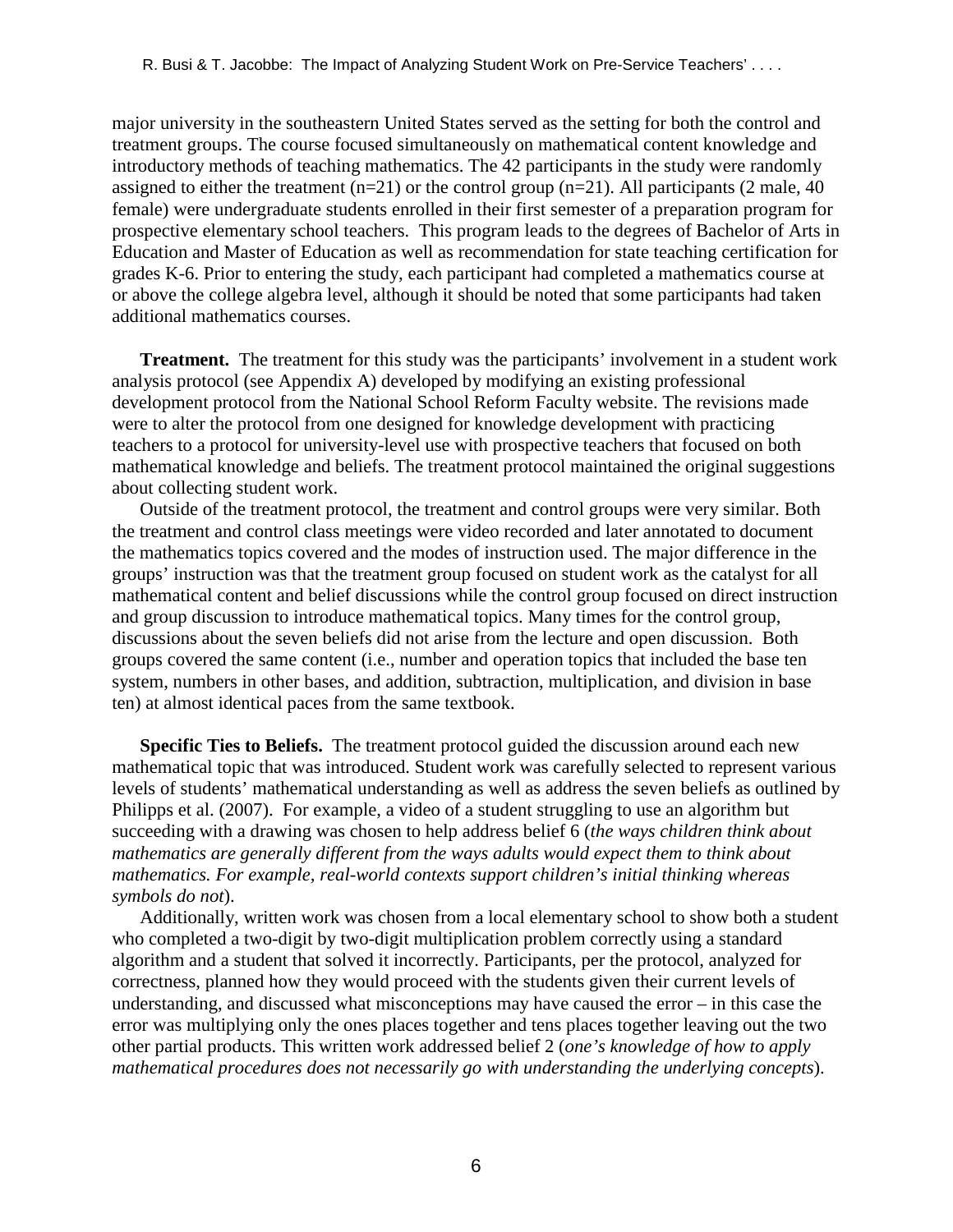major university in the southeastern United States served as the setting for both the control and treatment groups. The course focused simultaneously on mathematical content knowledge and introductory methods of teaching mathematics. The 42 participants in the study were randomly assigned to either the treatment (n=21) or the control group (n=21). All participants (2 male, 40 female) were undergraduate students enrolled in their first semester of a preparation program for prospective elementary school teachers. This program leads to the degrees of Bachelor of Arts in Education and Master of Education as well as recommendation for state teaching certification for grades K-6. Prior to entering the study, each participant had completed a mathematics course at or above the college algebra level, although it should be noted that some participants had taken additional mathematics courses.

**Treatment.** The treatment for this study was the participants' involvement in a student work analysis protocol (see Appendix A) developed by modifying an existing professional development protocol from the National School Reform Faculty website. The revisions made were to alter the protocol from one designed for knowledge development with practicing teachers to a protocol for university-level use with prospective teachers that focused on both mathematical knowledge and beliefs. The treatment protocol maintained the original suggestions about collecting student work.

Outside of the treatment protocol, the treatment and control groups were very similar. Both the treatment and control class meetings were video recorded and later annotated to document the mathematics topics covered and the modes of instruction used. The major difference in the groups' instruction was that the treatment group focused on student work as the catalyst for all mathematical content and belief discussions while the control group focused on direct instruction and group discussion to introduce mathematical topics. Many times for the control group, discussions about the seven beliefs did not arise from the lecture and open discussion. Both groups covered the same content (i.e., number and operation topics that included the base ten system, numbers in other bases, and addition, subtraction, multiplication, and division in base ten) at almost identical paces from the same textbook.

**Specific Ties to Beliefs.** The treatment protocol guided the discussion around each new mathematical topic that was introduced. Student work was carefully selected to represent various levels of students' mathematical understanding as well as address the seven beliefs as outlined by Philipps et al. (2007). For example, a video of a student struggling to use an algorithm but succeeding with a drawing was chosen to help address belief 6 (*the ways children think about mathematics are generally different from the ways adults would expect them to think about mathematics. For example, real-world contexts support children's initial thinking whereas symbols do not*).

Additionally, written work was chosen from a local elementary school to show both a student who completed a two-digit by two-digit multiplication problem correctly using a standard algorithm and a student that solved it incorrectly. Participants, per the protocol, analyzed for correctness, planned how they would proceed with the students given their current levels of understanding, and discussed what misconceptions may have caused the error – in this case the error was multiplying only the ones places together and tens places together leaving out the two other partial products. This written work addressed belief 2 (*one's knowledge of how to apply mathematical procedures does not necessarily go with understanding the underlying concepts*).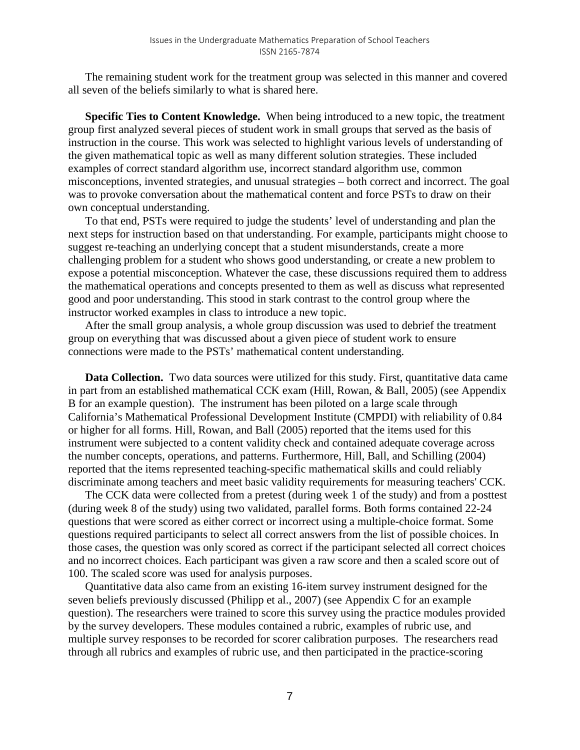The remaining student work for the treatment group was selected in this manner and covered all seven of the beliefs similarly to what is shared here.

**Specific Ties to Content Knowledge.** When being introduced to a new topic, the treatment group first analyzed several pieces of student work in small groups that served as the basis of instruction in the course. This work was selected to highlight various levels of understanding of the given mathematical topic as well as many different solution strategies. These included examples of correct standard algorithm use, incorrect standard algorithm use, common misconceptions, invented strategies, and unusual strategies – both correct and incorrect. The goal was to provoke conversation about the mathematical content and force PSTs to draw on their own conceptual understanding.

To that end, PSTs were required to judge the students' level of understanding and plan the next steps for instruction based on that understanding. For example, participants might choose to suggest re-teaching an underlying concept that a student misunderstands, create a more challenging problem for a student who shows good understanding, or create a new problem to expose a potential misconception. Whatever the case, these discussions required them to address the mathematical operations and concepts presented to them as well as discuss what represented good and poor understanding. This stood in stark contrast to the control group where the instructor worked examples in class to introduce a new topic.

After the small group analysis, a whole group discussion was used to debrief the treatment group on everything that was discussed about a given piece of student work to ensure connections were made to the PSTs' mathematical content understanding.

**Data Collection.** Two data sources were utilized for this study. First, quantitative data came in part from an established mathematical CCK exam (Hill, Rowan, & Ball, 2005) (see Appendix B for an example question). The instrument has been piloted on a large scale through California's Mathematical Professional Development Institute (CMPDI) with reliability of 0.84 or higher for all forms. Hill, Rowan, and Ball (2005) reported that the items used for this instrument were subjected to a content validity check and contained adequate coverage across the number concepts, operations, and patterns. Furthermore, Hill, Ball, and Schilling (2004) reported that the items represented teaching-specific mathematical skills and could reliably discriminate among teachers and meet basic validity requirements for measuring teachers' CCK.

The CCK data were collected from a pretest (during week 1 of the study) and from a posttest (during week 8 of the study) using two validated, parallel forms. Both forms contained 22-24 questions that were scored as either correct or incorrect using a multiple-choice format. Some questions required participants to select all correct answers from the list of possible choices. In those cases, the question was only scored as correct if the participant selected all correct choices and no incorrect choices. Each participant was given a raw score and then a scaled score out of 100. The scaled score was used for analysis purposes.

Quantitative data also came from an existing 16-item survey instrument designed for the seven beliefs previously discussed (Philipp et al., 2007) (see Appendix C for an example question). The researchers were trained to score this survey using the practice modules provided by the survey developers. These modules contained a rubric, examples of rubric use, and multiple survey responses to be recorded for scorer calibration purposes. The researchers read through all rubrics and examples of rubric use, and then participated in the practice-scoring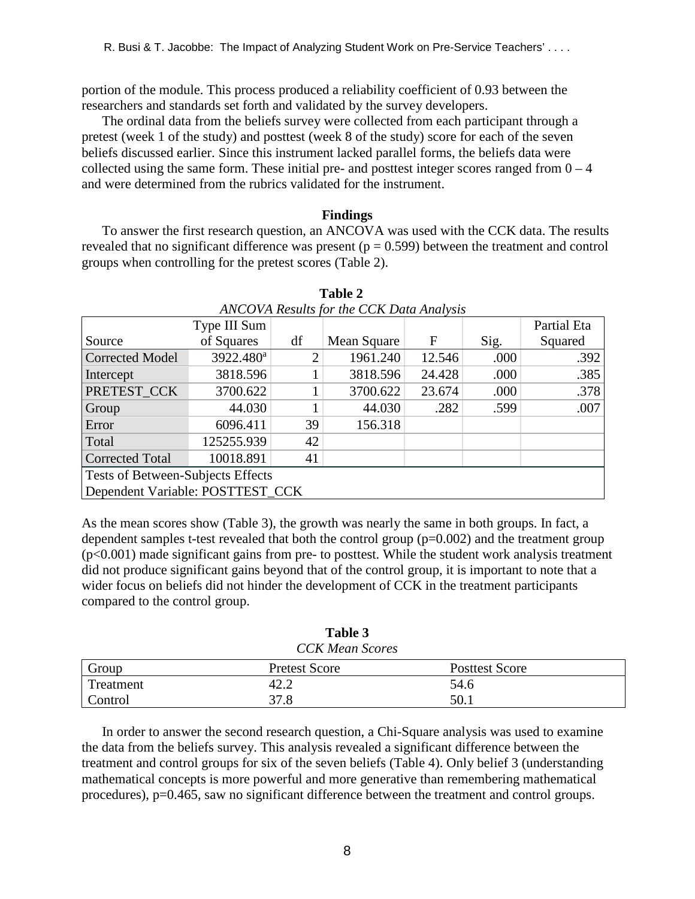portion of the module. This process produced a reliability coefficient of 0.93 between the researchers and standards set forth and validated by the survey developers.

The ordinal data from the beliefs survey were collected from each participant through a pretest (week 1 of the study) and posttest (week 8 of the study) score for each of the seven beliefs discussed earlier. Since this instrument lacked parallel forms, the beliefs data were collected using the same form. These initial pre- and posttest integer scores ranged from 0 – 4 and were determined from the rubrics validated for the instrument.

## Findings

To answer the first research question, an ANCOVA was used with the CCK data. The results revealed that no significant difference was present ($p = 0.599$) between the treatment and control groups when controlling for the pretest scores (Table 2).

**Table 2**

*ANCOVA Results for the CCK Data Analysis*

| Source | Type III Sum of Squares | df | Mean Square | F | Sig. | Partial Eta Squared |
|---|---|---|---|---|---|---|
| Corrected Model | 3922.480[a] | 2 | 1961.240 | 12.546 | .000 | .392 |
| Intercept | 3818.596 | 1 | 3818.596 | 24.428 | .000 | .385 |
| PRETEST_CCK | 3700.622 | 1 | 3700.622 | 23.674 | .000 | .378 |
| Group | 44.030 | 1 | 44.030 | .282 | .599 | .007 |
| Error | 6096.411 | 39 | 156.318 | | | |
| Total | 125255.939 | 42 | | | | |
| Corrected Total | 10018.891 | 41 | | | | |
| Tests of Between-Subjects Effects | | | | | | |
| Dependent Variable: POSTTEST_CCK | | | | | | |

As the mean scores show (Table 3), the growth was nearly the same in both groups. In fact, a dependent samples t-test revealed that both the control group ($p=0.002$) and the treatment group ($p<0.001$) made significant gains from pre- to posttest. While the student work analysis treatment did not produce significant gains beyond that of the control group, it is important to note that a wider focus on beliefs did not hinder the development of CCK in the treatment participants compared to the control group.

**Table 3**

*CCK Mean Scores*

| Group | Pretest Score | Posttest Score |
|---|---|---|
| Treatment | 42.2 | 54.6 |
| Control | 37.8 | 50.1 |

In order to answer the second research question, a Chi-Square analysis was used to examine the data from the beliefs survey. This analysis revealed a significant difference between the treatment and control groups for six of the seven beliefs (Table 4). Only belief 3 (understanding mathematical concepts is more powerful and more generative than remembering mathematical procedures), $p=0.465$, saw no significant difference between the treatment and control groups.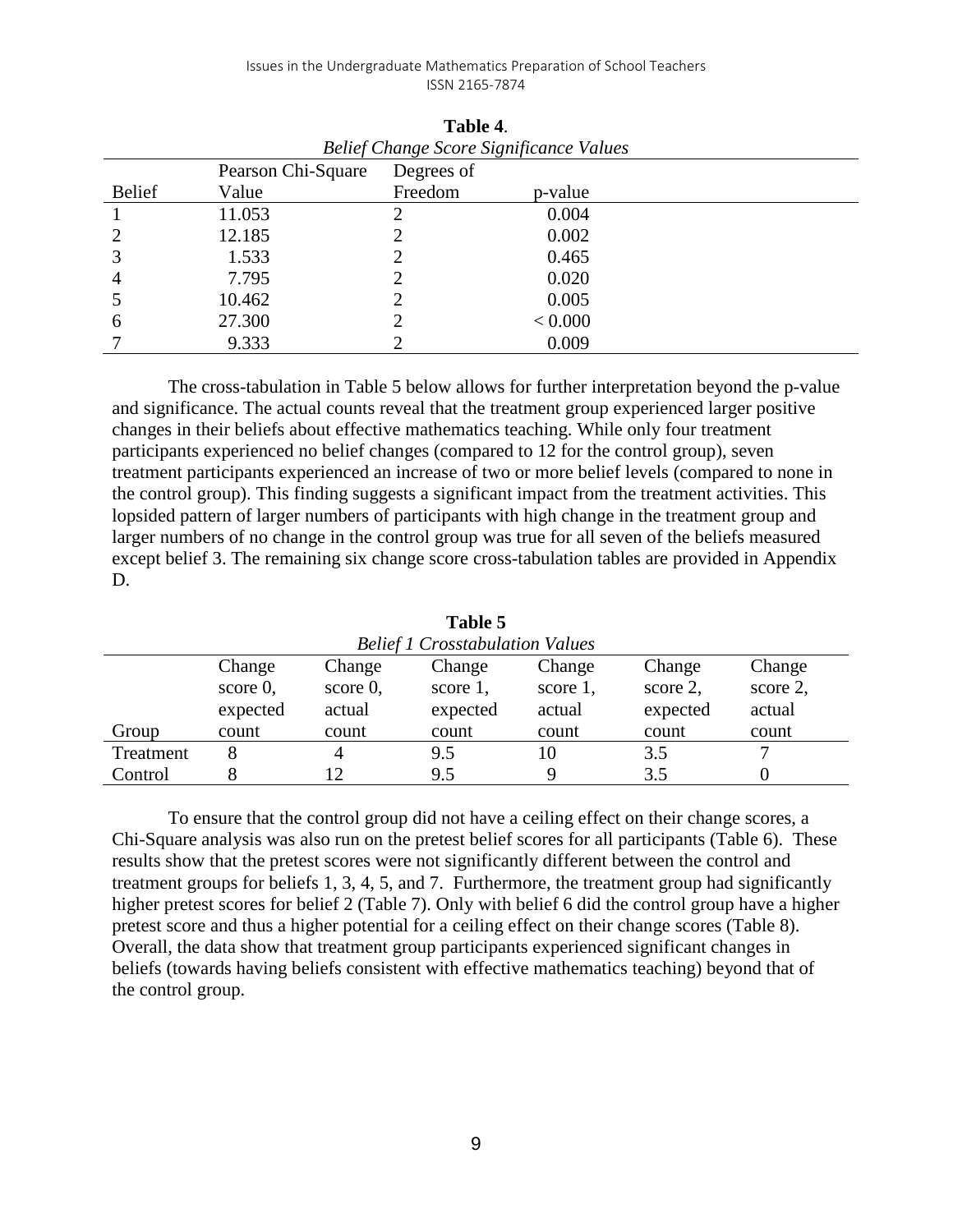**Table 4.**

*Belief Change Score Significance Values*

| Belief | Pearson Chi-Square Value | Degrees of Freedom | p-value |
|---|---|---|---|
| 1 | 11.053 | 2 | 0.004 |
| 2 | 12.185 | 2 | 0.002 |
| 3 | 1.533 | 2 | 0.465 |
| 4 | 7.795 | 2 | 0.020 |
| 5 | 10.462 | 2 | 0.005 |
| 6 | 27.300 | 2 | < 0.000 |
| 7 | 9.333 | 2 | 0.009 |

The cross-tabulation in Table 5 below allows for further interpretation beyond the p-value and significance. The actual counts reveal that the treatment group experienced larger positive changes in their beliefs about effective mathematics teaching. While only four treatment participants experienced no belief changes (compared to 12 for the control group), seven treatment participants experienced an increase of two or more belief levels (compared to none in the control group). This finding suggests a significant impact from the treatment activities. This lopsided pattern of larger numbers of participants with high change in the treatment group and larger numbers of no change in the control group was true for all seven of the beliefs measured except belief 3. The remaining six change score cross-tabulation tables are provided in Appendix D.

**Table 5**

*Belief 1 Crosstabulation Values*

| Group | Change score 0, expected count | Change score 0, actual count | Change score 1, expected count | Change score 1, actual count | Change score 2, expected count | Change score 2, actual count |
|---|---|---|---|---|---|---|
| Treatment | 8 | 4 | 9.5 | 10 | 3.5 | 7 |
| Control | 8 | 12 | 9.5 | 9 | 3.5 | 0 |

To ensure that the control group did not have a ceiling effect on their change scores, a Chi-Square analysis was also run on the pretest belief scores for all participants (Table 6). These results show that the pretest scores were not significantly different between the control and treatment groups for beliefs 1, 3, 4, 5, and 7. Furthermore, the treatment group had significantly higher pretest scores for belief 2 (Table 7). Only with belief 6 did the control group have a higher pretest score and thus a higher potential for a ceiling effect on their change scores (Table 8). Overall, the data show that treatment group participants experienced significant changes in beliefs (towards having beliefs consistent with effective mathematics teaching) beyond that of the control group.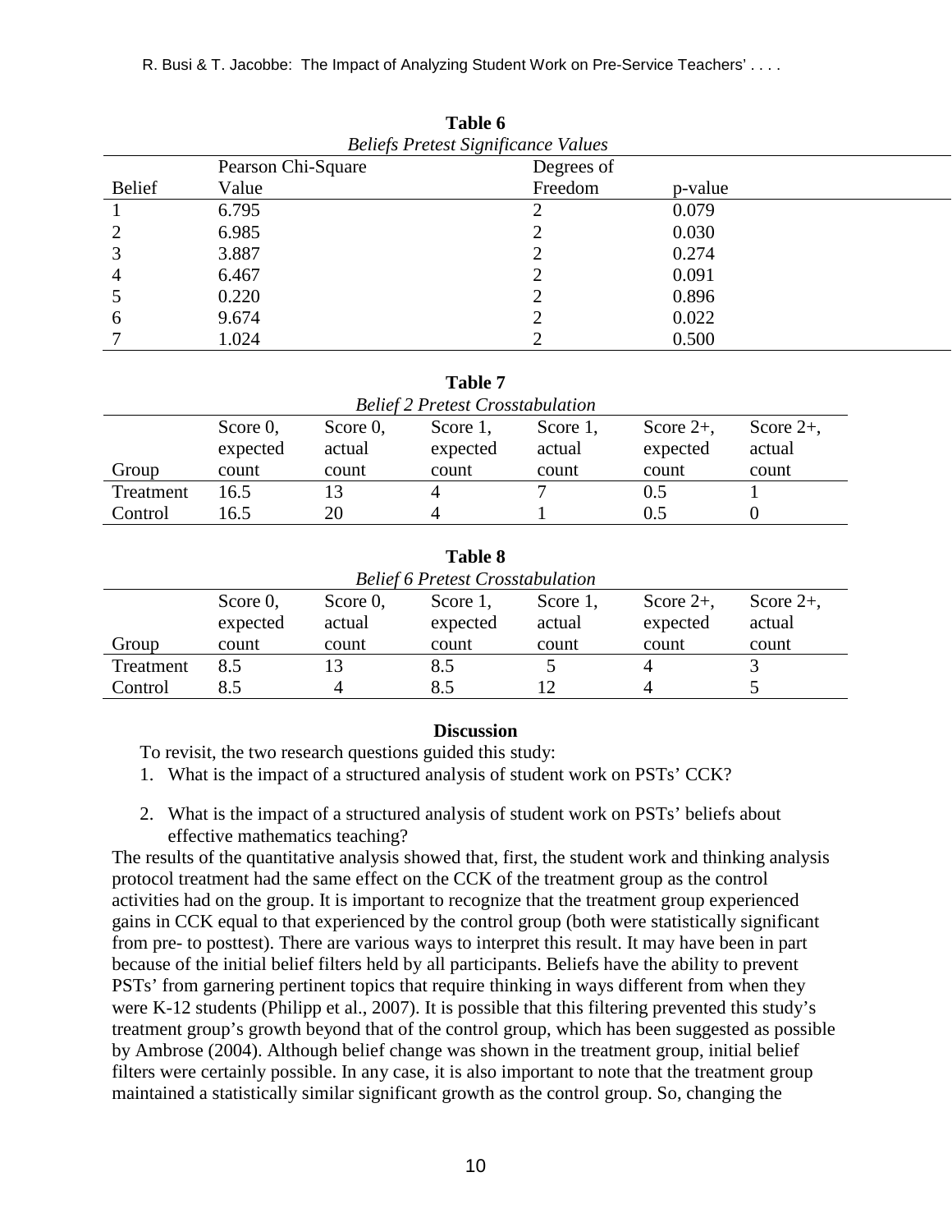**Table 6**

*Beliefs Pretest Significance Values*

| Belief | Pearson Chi-Square Value | Degrees of Freedom | p-value |
|---|---|---|---|
| 1 | 6.795 | 2 | 0.079 |
| 2 | 6.985 | 2 | 0.030 |
| 3 | 3.887 | 2 | 0.274 |
| 4 | 6.467 | 2 | 0.091 |
| 5 | 0.220 | 2 | 0.896 |
| 6 | 9.674 | 2 | 0.022 |
| 7 | 1.024 | 2 | 0.500 |

**Table 7**

*Belief 2 Pretest Crosstabulation*

| Group | Score 0, expected count | Score 0, actual count | Score 1, expected count | Score 1, actual count | Score 2+, expected count | Score 2+, actual count |
|---|---|---|---|---|---|---|
| Treatment | 16.5 | 13 | 4 | 7 | 0.5 | 1 |
| Control | 16.5 | 20 | 4 | 1 | 0.5 | 0 |

**Table 8**

*Belief 6 Pretest Crosstabulation*

| Group | Score 0, expected count | Score 0, actual count | Score 1, expected count | Score 1, actual count | Score 2+, expected count | Score 2+, actual count |
|---|---|---|---|---|---|---|
| Treatment | 8.5 | 13 | 8.5 | 5 | 4 | 3 |
| Control | 8.5 | 4 | 8.5 | 12 | 4 | 5 |

## Discussion

To revisit, the two research questions guided this study:

1. What is the impact of a structured analysis of student work on PSTs' CCK?
2. What is the impact of a structured analysis of student work on PSTs' beliefs about effective mathematics teaching?

The results of the quantitative analysis showed that, first, the student work and thinking analysis protocol treatment had the same effect on the CCK of the treatment group as the control activities had on the group. It is important to recognize that the treatment group experienced gains in CCK equal to that experienced by the control group (both were statistically significant from pre- to posttest). There are various ways to interpret this result. It may have been in part because of the initial belief filters held by all participants. Beliefs have the ability to prevent PSTs' from garnering pertinent topics that require thinking in ways different from when they were K-12 students (Philipp et al., 2007). It is possible that this filtering prevented this study's treatment group's growth beyond that of the control group, which has been suggested as possible by Ambrose (2004). Although belief change was shown in the treatment group, initial belief filters were certainly possible. In any case, it is also important to note that the treatment group maintained a statistically similar significant growth as the control group. So, changing the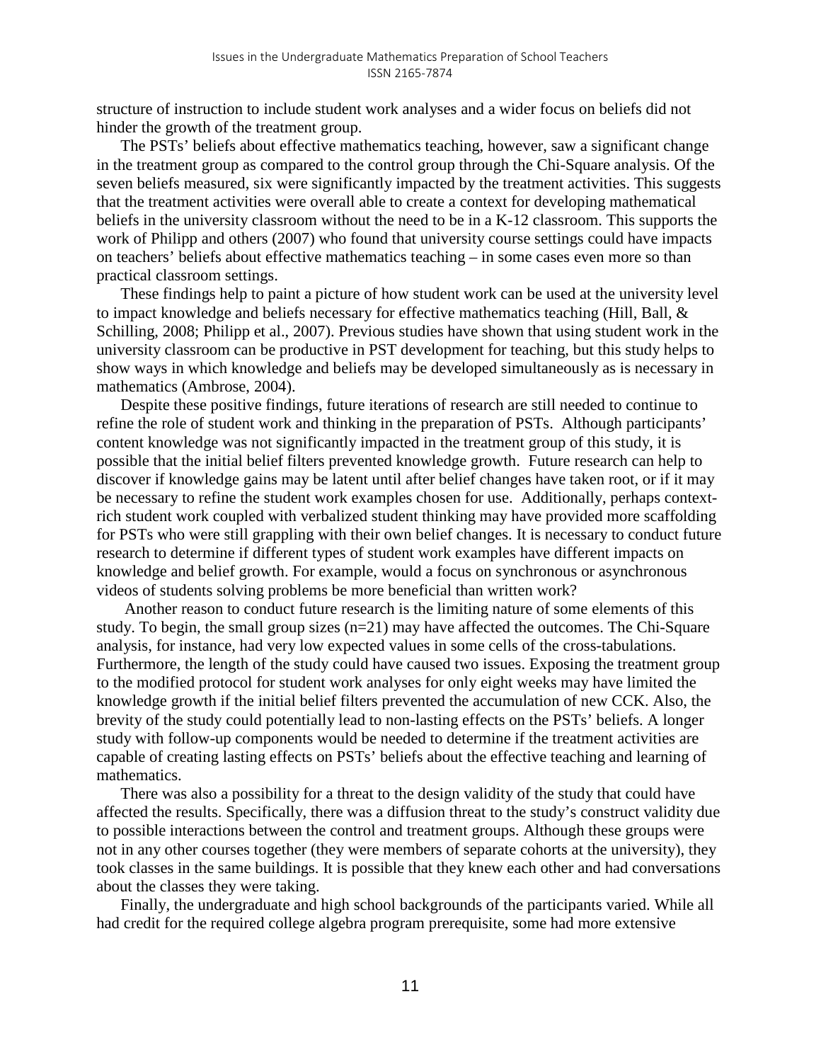structure of instruction to include student work analyses and a wider focus on beliefs did not hinder the growth of the treatment group.

The PSTs' beliefs about effective mathematics teaching, however, saw a significant change in the treatment group as compared to the control group through the Chi-Square analysis. Of the seven beliefs measured, six were significantly impacted by the treatment activities. This suggests that the treatment activities were overall able to create a context for developing mathematical beliefs in the university classroom without the need to be in a K-12 classroom. This supports the work of Philipp and others (2007) who found that university course settings could have impacts on teachers' beliefs about effective mathematics teaching – in some cases even more so than practical classroom settings.

These findings help to paint a picture of how student work can be used at the university level to impact knowledge and beliefs necessary for effective mathematics teaching (Hill, Ball, & Schilling, 2008; Philipp et al., 2007). Previous studies have shown that using student work in the university classroom can be productive in PST development for teaching, but this study helps to show ways in which knowledge and beliefs may be developed simultaneously as is necessary in mathematics (Ambrose, 2004).

Despite these positive findings, future iterations of research are still needed to continue to refine the role of student work and thinking in the preparation of PSTs. Although participants' content knowledge was not significantly impacted in the treatment group of this study, it is possible that the initial belief filters prevented knowledge growth. Future research can help to discover if knowledge gains may be latent until after belief changes have taken root, or if it may be necessary to refine the student work examples chosen for use. Additionally, perhaps context-rich student work coupled with verbalized student thinking may have provided more scaffolding for PSTs who were still grappling with their own belief changes. It is necessary to conduct future research to determine if different types of student work examples have different impacts on knowledge and belief growth. For example, would a focus on synchronous or asynchronous videos of students solving problems be more beneficial than written work?

Another reason to conduct future research is the limiting nature of some elements of this study. To begin, the small group sizes (n=21) may have affected the outcomes. The Chi-Square analysis, for instance, had very low expected values in some cells of the cross-tabulations. Furthermore, the length of the study could have caused two issues. Exposing the treatment group to the modified protocol for student work analyses for only eight weeks may have limited the knowledge growth if the initial belief filters prevented the accumulation of new CCK. Also, the brevity of the study could potentially lead to non-lasting effects on the PSTs' beliefs. A longer study with follow-up components would be needed to determine if the treatment activities are capable of creating lasting effects on PSTs' beliefs about the effective teaching and learning of mathematics.

There was also a possibility for a threat to the design validity of the study that could have affected the results. Specifically, there was a diffusion threat to the study's construct validity due to possible interactions between the control and treatment groups. Although these groups were not in any other courses together (they were members of separate cohorts at the university), they took classes in the same buildings. It is possible that they knew each other and had conversations about the classes they were taking.

Finally, the undergraduate and high school backgrounds of the participants varied. While all had credit for the required college algebra program prerequisite, some had more extensive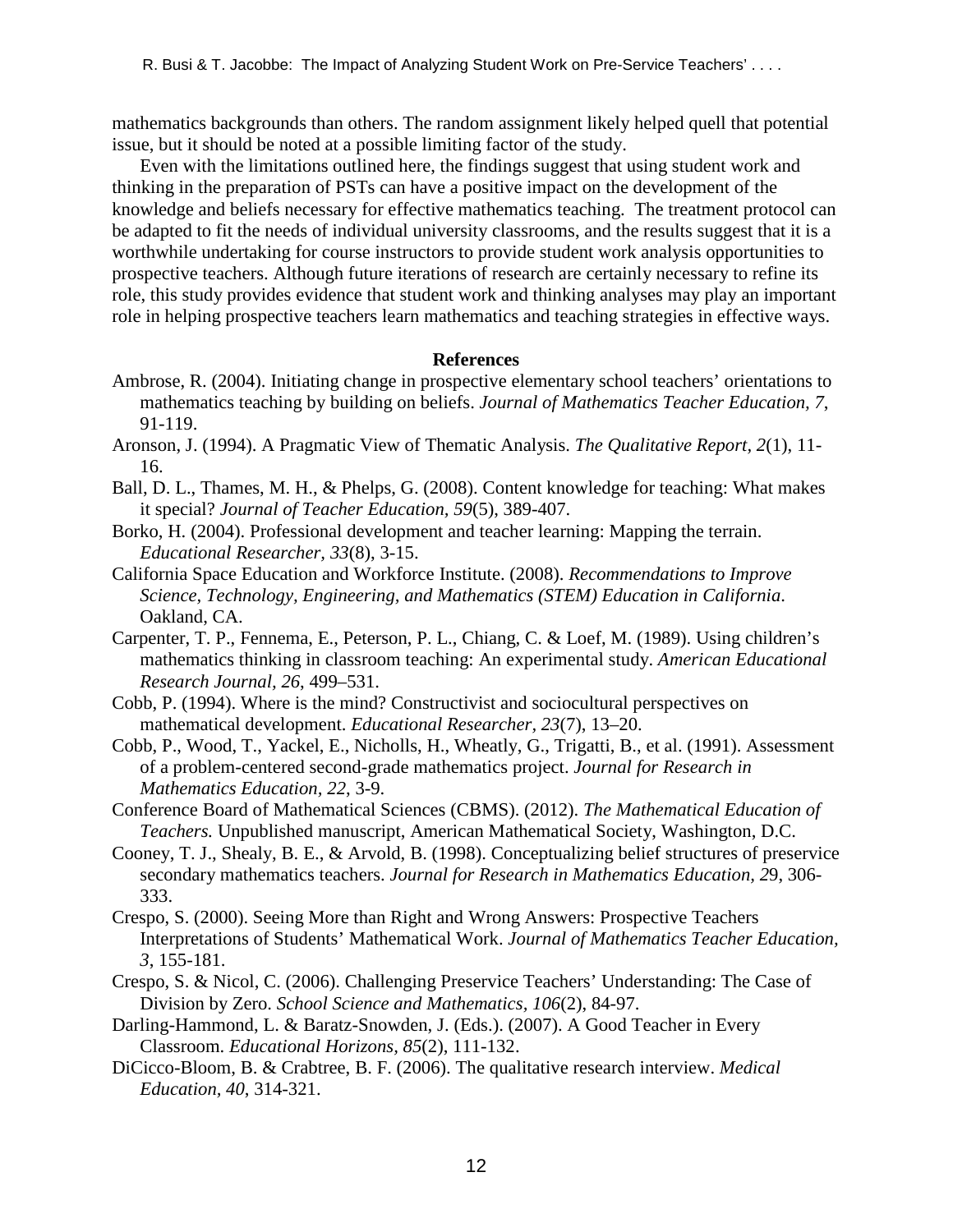mathematics backgrounds than others. The random assignment likely helped quell that potential issue, but it should be noted at a possible limiting factor of the study.

Even with the limitations outlined here, the findings suggest that using student work and thinking in the preparation of PSTs can have a positive impact on the development of the knowledge and beliefs necessary for effective mathematics teaching. The treatment protocol can be adapted to fit the needs of individual university classrooms, and the results suggest that it is a worthwhile undertaking for course instructors to provide student work analysis opportunities to prospective teachers. Although future iterations of research are certainly necessary to refine its role, this study provides evidence that student work and thinking analyses may play an important role in helping prospective teachers learn mathematics and teaching strategies in effective ways.

## References

Ambrose, R. (2004). Initiating change in prospective elementary school teachers' orientations to mathematics teaching by building on beliefs. *Journal of Mathematics Teacher Education, 7*, 91-119.

Aronson, J. (1994). A Pragmatic View of Thematic Analysis. *The Qualitative Report*, *2*(1), 11-16.

Ball, D. L., Thames, M. H., & Phelps, G. (2008). Content knowledge for teaching: What makes it special? *Journal of Teacher Education, 59*(5), 389-407.

Borko, H. (2004). Professional development and teacher learning: Mapping the terrain. *Educational Researcher*, *33*(8), 3-15.

California Space Education and Workforce Institute. (2008). *Recommendations to Improve Science, Technology, Engineering, and Mathematics (STEM) Education in California*. Oakland, CA.

Carpenter, T. P., Fennema, E., Peterson, P. L., Chiang, C. & Loef, M. (1989). Using children's mathematics thinking in classroom teaching: An experimental study. *American Educational Research Journal*, *26*, 499–531.

Cobb, P. (1994). Where is the mind? Constructivist and sociocultural perspectives on mathematical development. *Educational Researcher*, *23*(7), 13–20.

Cobb, P., Wood, T., Yackel, E., Nicholls, H., Wheatly, G., Trigatti, B., et al. (1991). Assessment of a problem-centered second-grade mathematics project. *Journal for Research in Mathematics Education*, *22*, 3-9.

Conference Board of Mathematical Sciences (CBMS). (2012). *The Mathematical Education of Teachers.* Unpublished manuscript, American Mathematical Society, Washington, D.C.

Cooney, T. J., Shealy, B. E., & Arvold, B. (1998). Conceptualizing belief structures of preservice secondary mathematics teachers. *Journal for Research in Mathematics Education, 2*9, 306-333.

Crespo, S. (2000). Seeing More than Right and Wrong Answers: Prospective Teachers Interpretations of Students' Mathematical Work. *Journal of Mathematics Teacher Education, 3*, 155-181.

Crespo, S. & Nicol, C. (2006). Challenging Preservice Teachers' Understanding: The Case of Division by Zero. *School Science and Mathematics*, *106*(2), 84-97.

Darling-Hammond, L. & Baratz-Snowden, J. (Eds.). (2007). A Good Teacher in Every Classroom. *Educational Horizons*, *85*(2), 111-132.

DiCicco-Bloom, B. & Crabtree, B. F. (2006). The qualitative research interview. *Medical Education, 40*, 314-321.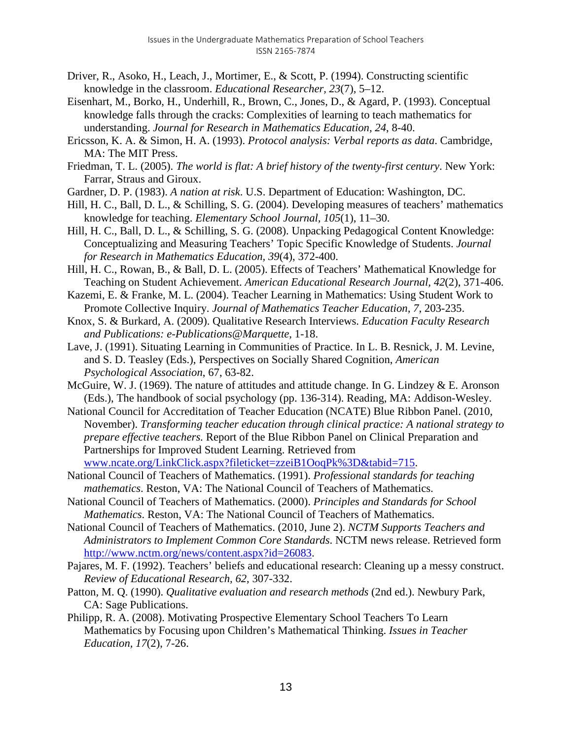Driver, R., Asoko, H., Leach, J., Mortimer, E., & Scott, P. (1994). Constructing scientific knowledge in the classroom. *Educational Researcher, 23*(7), 5–12.

Eisenhart, M., Borko, H., Underhill, R., Brown, C., Jones, D., & Agard, P. (1993). Conceptual knowledge falls through the cracks: Complexities of learning to teach mathematics for understanding. *Journal for Research in Mathematics Education, 24,* 8-40.

Ericsson, K. A. & Simon, H. A. (1993). *Protocol analysis: Verbal reports as data*. Cambridge, MA: The MIT Press.

Friedman, T. L. (2005). *The world is flat: A brief history of the twenty-first century*. New York: Farrar, Straus and Giroux.

Gardner, D. P. (1983). *A nation at risk*. U.S. Department of Education: Washington, DC.

Hill, H. C., Ball, D. L., & Schilling, S. G. (2004). Developing measures of teachers' mathematics knowledge for teaching. *Elementary School Journal, 105*(1), 11–30.

Hill, H. C., Ball, D. L., & Schilling, S. G. (2008). Unpacking Pedagogical Content Knowledge: Conceptualizing and Measuring Teachers' Topic Specific Knowledge of Students. *Journal for Research in Mathematics Education, 39*(4), 372-400.

Hill, H. C., Rowan, B., & Ball, D. L. (2005). Effects of Teachers' Mathematical Knowledge for Teaching on Student Achievement. *American Educational Research Journal, 42*(2), 371-406.

Kazemi, E. & Franke, M. L. (2004). Teacher Learning in Mathematics: Using Student Work to Promote Collective Inquiry. *Journal of Mathematics Teacher Education, 7*, 203-235.

Knox, S. & Burkard, A. (2009). Qualitative Research Interviews. *Education Faculty Research and Publications: e-Publications@Marquette*, 1-18.

Lave, J. (1991). Situating Learning in Communities of Practice. In L. B. Resnick, J. M. Levine, and S. D. Teasley (Eds.), Perspectives on Socially Shared Cognition, *American Psychological Association*, 67, 63-82.

McGuire, W. J. (1969). The nature of attitudes and attitude change. In G. Lindzey & E. Aronson (Eds.), The handbook of social psychology (pp. 136-314). Reading, MA: Addison-Wesley.

National Council for Accreditation of Teacher Education (NCATE) Blue Ribbon Panel. (2010, November). *Transforming teacher education through clinical practice: A national strategy to prepare effective teachers.* Report of the Blue Ribbon Panel on Clinical Preparation and Partnerships for Improved Student Learning. Retrieved from www.ncate.org/LinkClick.aspx?fileticket=zzeiB1OoqPk%3D&tabid=715.

National Council of Teachers of Mathematics. (1991). *Professional standards for teaching mathematics*. Reston, VA: The National Council of Teachers of Mathematics.

National Council of Teachers of Mathematics. (2000). *Principles and Standards for School Mathematics*. Reston, VA: The National Council of Teachers of Mathematics.

National Council of Teachers of Mathematics. (2010, June 2). *NCTM Supports Teachers and Administrators to Implement Common Core Standards*. NCTM news release. Retrieved form http://www.nctm.org/news/content.aspx?id=26083.

Pajares, M. F. (1992). Teachers' beliefs and educational research: Cleaning up a messy construct. *Review of Educational Research, 62*, 307-332.

Patton, M. Q. (1990). *Qualitative evaluation and research methods* (2nd ed.). Newbury Park, CA: Sage Publications.

Philipp, R. A. (2008). Motivating Prospective Elementary School Teachers To Learn Mathematics by Focusing upon Children's Mathematical Thinking. *Issues in Teacher Education, 17*(2), 7-26.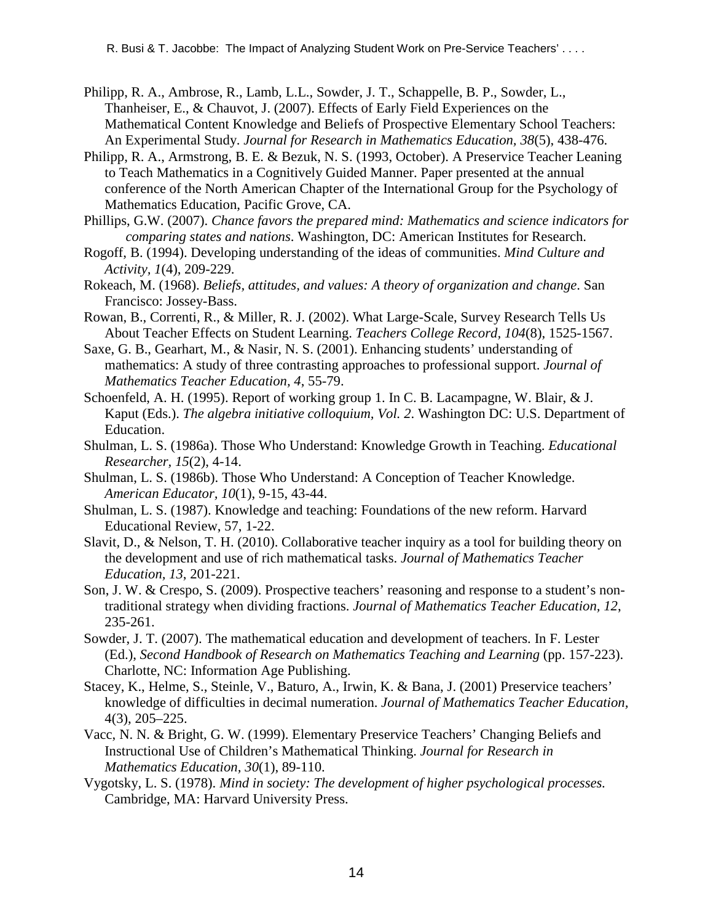Philipp, R. A., Ambrose, R., Lamb, L.L., Sowder, J. T., Schappelle, B. P., Sowder, L., Thanheiser, E., & Chauvot, J. (2007). Effects of Early Field Experiences on the Mathematical Content Knowledge and Beliefs of Prospective Elementary School Teachers: An Experimental Study. *Journal for Research in Mathematics Education, 38*(5), 438-476.

Philipp, R. A., Armstrong, B. E. & Bezuk, N. S. (1993, October). A Preservice Teacher Leaning to Teach Mathematics in a Cognitively Guided Manner. Paper presented at the annual conference of the North American Chapter of the International Group for the Psychology of Mathematics Education, Pacific Grove, CA.

Phillips, G.W. (2007). *Chance favors the prepared mind: Mathematics and science indicators for comparing states and nations*. Washington, DC: American Institutes for Research.

Rogoff, B. (1994). Developing understanding of the ideas of communities. *Mind Culture and Activity, 1*(4), 209-229.

Rokeach, M. (1968). *Beliefs, attitudes, and values: A theory of organization and change*. San Francisco: Jossey-Bass.

Rowan, B., Correnti, R., & Miller, R. J. (2002). What Large-Scale, Survey Research Tells Us About Teacher Effects on Student Learning. *Teachers College Record, 104*(8), 1525-1567.

Saxe, G. B., Gearhart, M., & Nasir, N. S. (2001). Enhancing students' understanding of mathematics: A study of three contrasting approaches to professional support. *Journal of Mathematics Teacher Education, 4*, 55-79.

Schoenfeld, A. H. (1995). Report of working group 1. In C. B. Lacampagne, W. Blair, & J. Kaput (Eds.). *The algebra initiative colloquium, Vol. 2*. Washington DC: U.S. Department of Education.

Shulman, L. S. (1986a). Those Who Understand: Knowledge Growth in Teaching. *Educational Researcher, 15*(2), 4-14.

Shulman, L. S. (1986b). Those Who Understand: A Conception of Teacher Knowledge. *American Educator, 10*(1), 9-15, 43-44.

Shulman, L. S. (1987). Knowledge and teaching: Foundations of the new reform. Harvard Educational Review, 57, 1-22.

Slavit, D., & Nelson, T. H. (2010). Collaborative teacher inquiry as a tool for building theory on the development and use of rich mathematical tasks. *Journal of Mathematics Teacher Education, 13*, 201-221.

Son, J. W. & Crespo, S. (2009). Prospective teachers' reasoning and response to a student's non-traditional strategy when dividing fractions. *Journal of Mathematics Teacher Education, 12*, 235-261.

Sowder, J. T. (2007). The mathematical education and development of teachers. In F. Lester (Ed.), *Second Handbook of Research on Mathematics Teaching and Learning* (pp. 157-223). Charlotte, NC: Information Age Publishing.

Stacey, K., Helme, S., Steinle, V., Baturo, A., Irwin, K. & Bana, J. (2001) Preservice teachers' knowledge of difficulties in decimal numeration. *Journal of Mathematics Teacher Education*, 4(3), 205–225.

Vacc, N. N. & Bright, G. W. (1999). Elementary Preservice Teachers' Changing Beliefs and Instructional Use of Children's Mathematical Thinking. *Journal for Research in Mathematics Education, 30*(1), 89-110.

Vygotsky, L. S. (1978). *Mind in society: The development of higher psychological processes*. Cambridge, MA: Harvard University Press.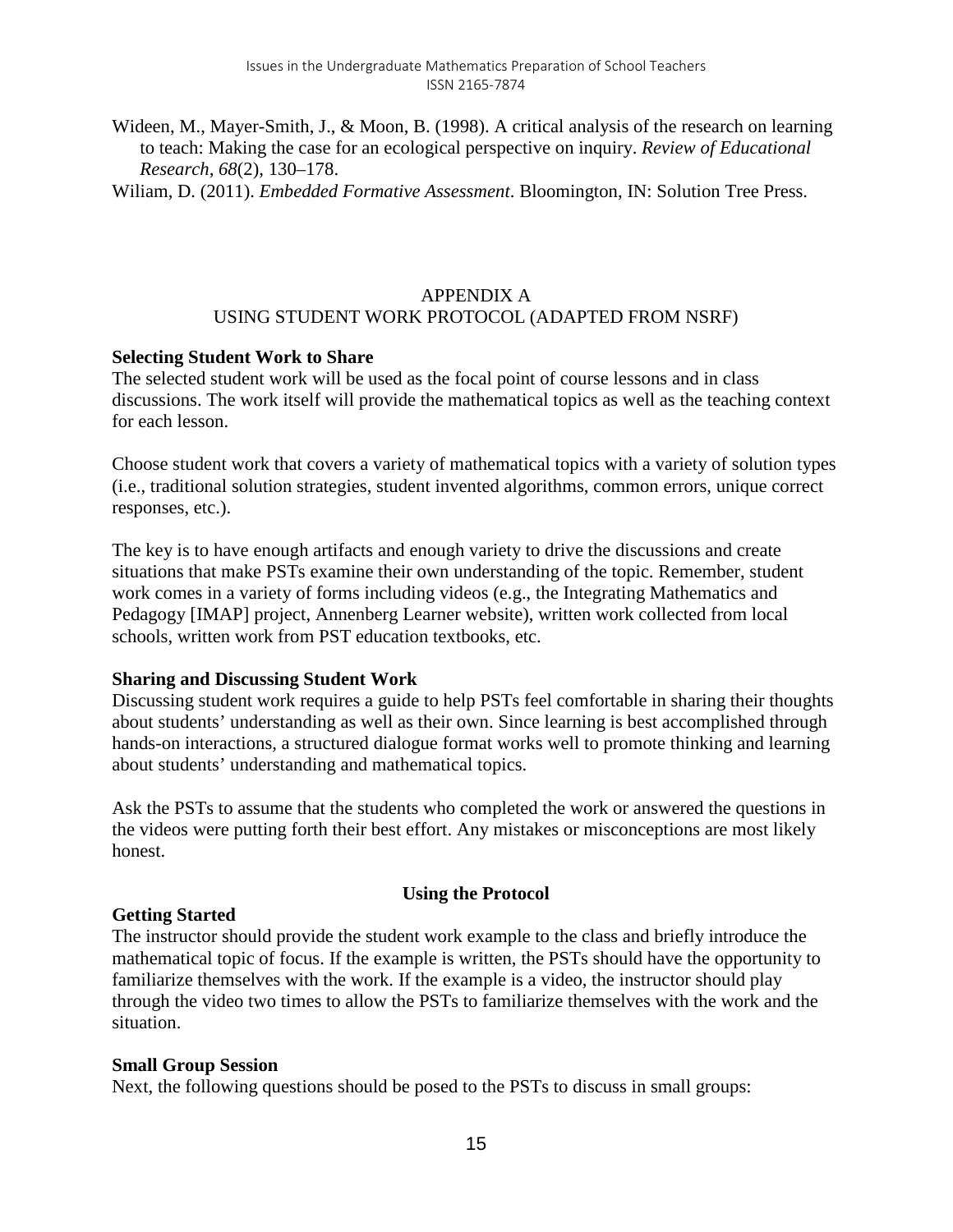Wideen, M., Mayer-Smith, J., & Moon, B. (1998). A critical analysis of the research on learning to teach: Making the case for an ecological perspective on inquiry. *Review of Educational Research, 68*(2), 130–178.

Wiliam, D. (2011). *Embedded Formative Assessment*. Bloomington, IN: Solution Tree Press.

## APPENDIX A
## USING STUDENT WORK PROTOCOL (ADAPTED FROM NSRF)

**Selecting Student Work to Share**

The selected student work will be used as the focal point of course lessons and in class discussions. The work itself will provide the mathematical topics as well as the teaching context for each lesson.

Choose student work that covers a variety of mathematical topics with a variety of solution types (i.e., traditional solution strategies, student invented algorithms, common errors, unique correct responses, etc.).

The key is to have enough artifacts and enough variety to drive the discussions and create situations that make PSTs examine their own understanding of the topic. Remember, student work comes in a variety of forms including videos (e.g., the Integrating Mathematics and Pedagogy [IMAP] project, Annenberg Learner website), written work collected from local schools, written work from PST education textbooks, etc.

**Sharing and Discussing Student Work**

Discussing student work requires a guide to help PSTs feel comfortable in sharing their thoughts about students' understanding as well as their own. Since learning is best accomplished through hands-on interactions, a structured dialogue format works well to promote thinking and learning about students' understanding and mathematical topics.

Ask the PSTs to assume that the students who completed the work or answered the questions in the videos were putting forth their best effort. Any mistakes or misconceptions are most likely honest.

### Using the Protocol

**Getting Started**

The instructor should provide the student work example to the class and briefly introduce the mathematical topic of focus. If the example is written, the PSTs should have the opportunity to familiarize themselves with the work. If the example is a video, the instructor should play through the video two times to allow the PSTs to familiarize themselves with the work and the situation.

**Small Group Session**

Next, the following questions should be posed to the PSTs to discuss in small groups: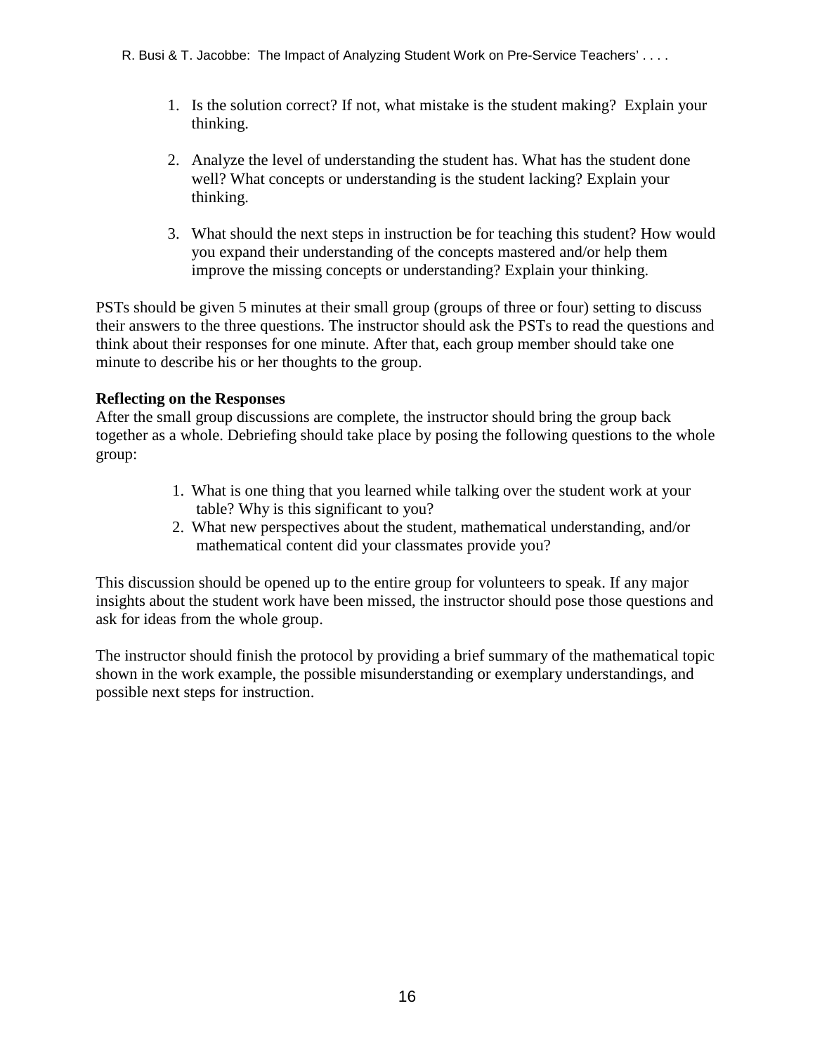1. Is the solution correct? If not, what mistake is the student making? Explain your thinking.

2. Analyze the level of understanding the student has. What has the student done well? What concepts or understanding is the student lacking? Explain your thinking.

3. What should the next steps in instruction be for teaching this student? How would you expand their understanding of the concepts mastered and/or help them improve the missing concepts or understanding? Explain your thinking.

PSTs should be given 5 minutes at their small group (groups of three or four) setting to discuss their answers to the three questions. The instructor should ask the PSTs to read the questions and think about their responses for one minute. After that, each group member should take one minute to describe his or her thoughts to the group.

**Reflecting on the Responses**

After the small group discussions are complete, the instructor should bring the group back together as a whole. Debriefing should take place by posing the following questions to the whole group:

1. What is one thing that you learned while talking over the student work at your table? Why is this significant to you?
2. What new perspectives about the student, mathematical understanding, and/or mathematical content did your classmates provide you?

This discussion should be opened up to the entire group for volunteers to speak. If any major insights about the student work have been missed, the instructor should pose those questions and ask for ideas from the whole group.

The instructor should finish the protocol by providing a brief summary of the mathematical topic shown in the work example, the possible misunderstanding or exemplary understandings, and possible next steps for instruction.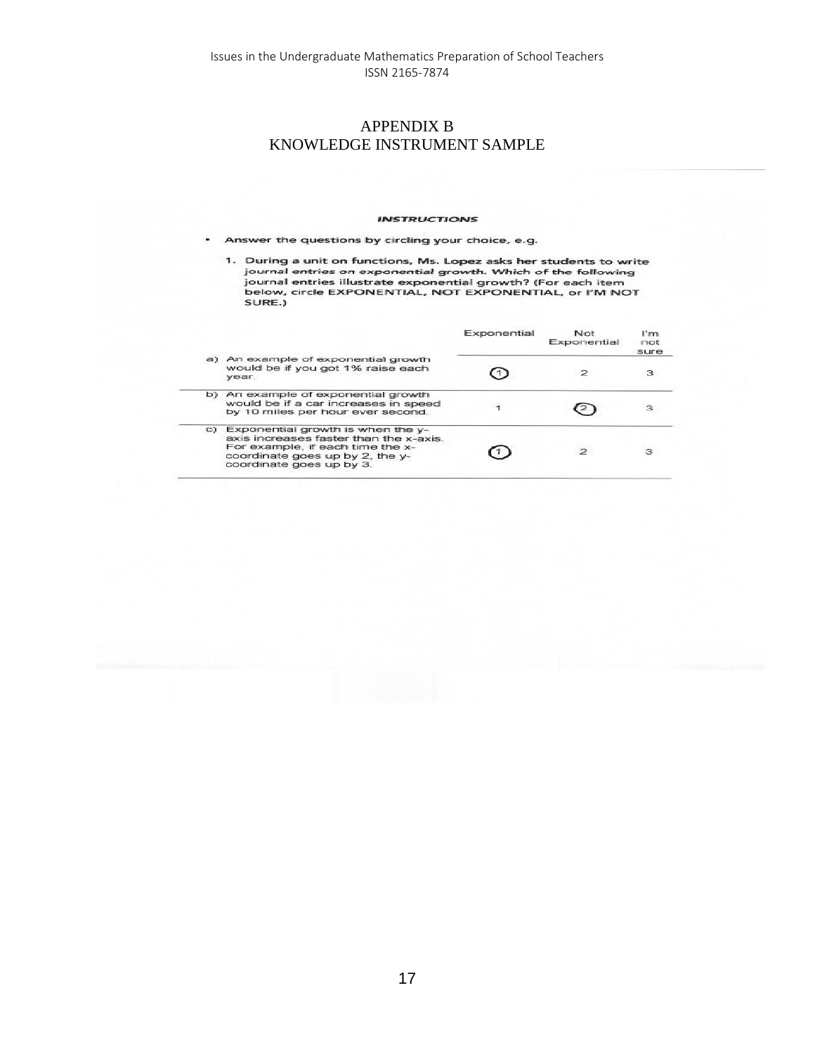## APPENDIX B
## KNOWLEDGE INSTRUMENT SAMPLE

***INSTRUCTIONS***

- Answer the questions by circling your choice, e.g.

  1. **During a unit on functions, Ms. Lopez asks her students to write journal entries on exponential growth. Which of the following journal entries illustrate exponential growth? (For each item below, circle EXPONENTIAL, NOT EXPONENTIAL, or I'M NOT SURE.)**

| | Exponential | Not Exponential | I'm not sure |
|---|---|---|---|
| a) An example of exponential growth would be if you got 1% raise each year. | (1) | 2 | 3 |
| b) An example of exponential growth would be if a car increases in speed by 10 miles per hour ever second. | 1 | (2) | 3 |
| c) Exponential growth is when the y-axis increases faster than the x-axis. For example, if each time the x-coordinate goes up by 2, the y-coordinate goes up by 3. | (1) | 2 | 3 |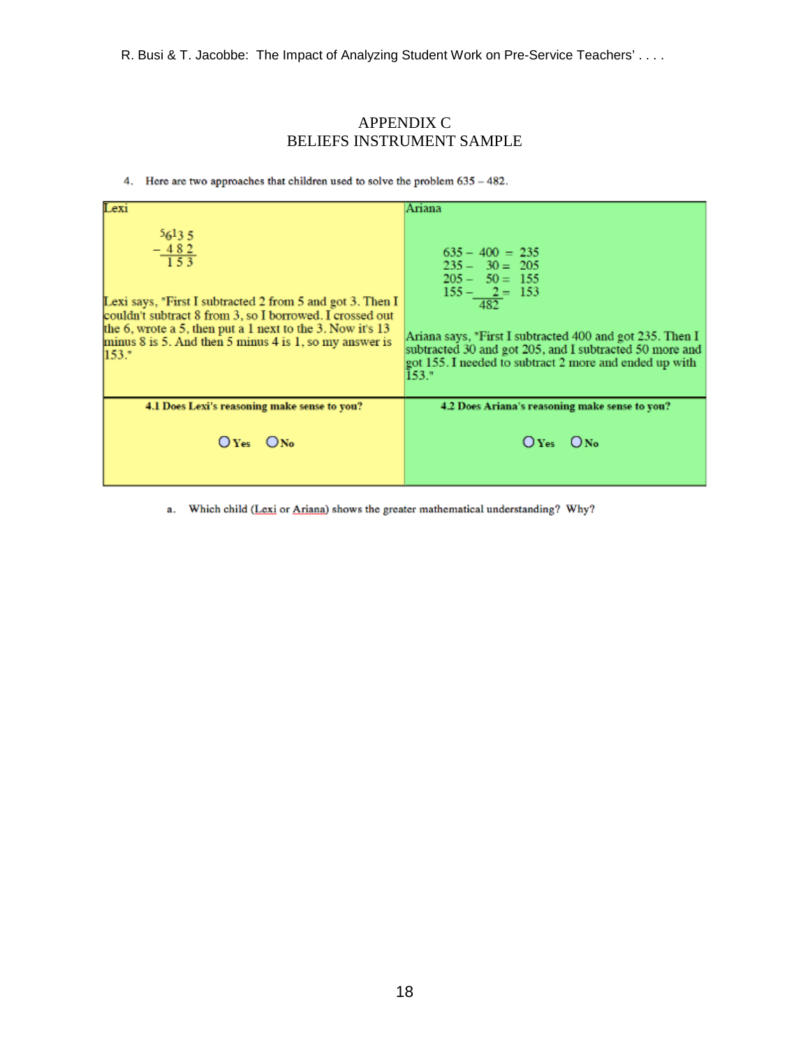# APPENDIX C
# BELIEFS INSTRUMENT SAMPLE

4. Here are two approaches that children used to solve the problem 635 – 482.

| Lexi | Ariana |
|---|---|
| $\begin{array}{r} {}^{5}\not{6}{}^{1}3\ 5 \\ -\ 4\ 8\ 2 \\ \hline 1\ 5\ 3 \end{array}$<br><br>Lexi says, "First I subtracted 2 from 5 and got 3. Then I couldn't subtract 8 from 3, so I borrowed. I crossed out the 6, wrote a 5, then put a 1 next to the 3. Now it's 13 minus 8 is 5. And then 5 minus 4 is 1, so my answer is 153." | $635 - 400 = 235$<br>$235 - \phantom{0}30 = 205$<br>$205 - \phantom{0}50 = 155$<br>$155 - \underline{\phantom{00}2} = 153$<br>$\phantom{155 - }482$<br><br>Ariana says, "First I subtracted 400 and got 235. Then I subtracted 30 and got 205, and I subtracted 50 more and got 155. I needed to subtract 2 more and ended up with 153." |
| **4.1 Does Lexi's reasoning make sense to you?**<br><br>○ Yes ○ No | **4.2 Does Ariana's reasoning make sense to you?**<br><br>○ Yes ○ No |

a. Which child (Lexi or Ariana) shows the greater mathematical understanding? Why?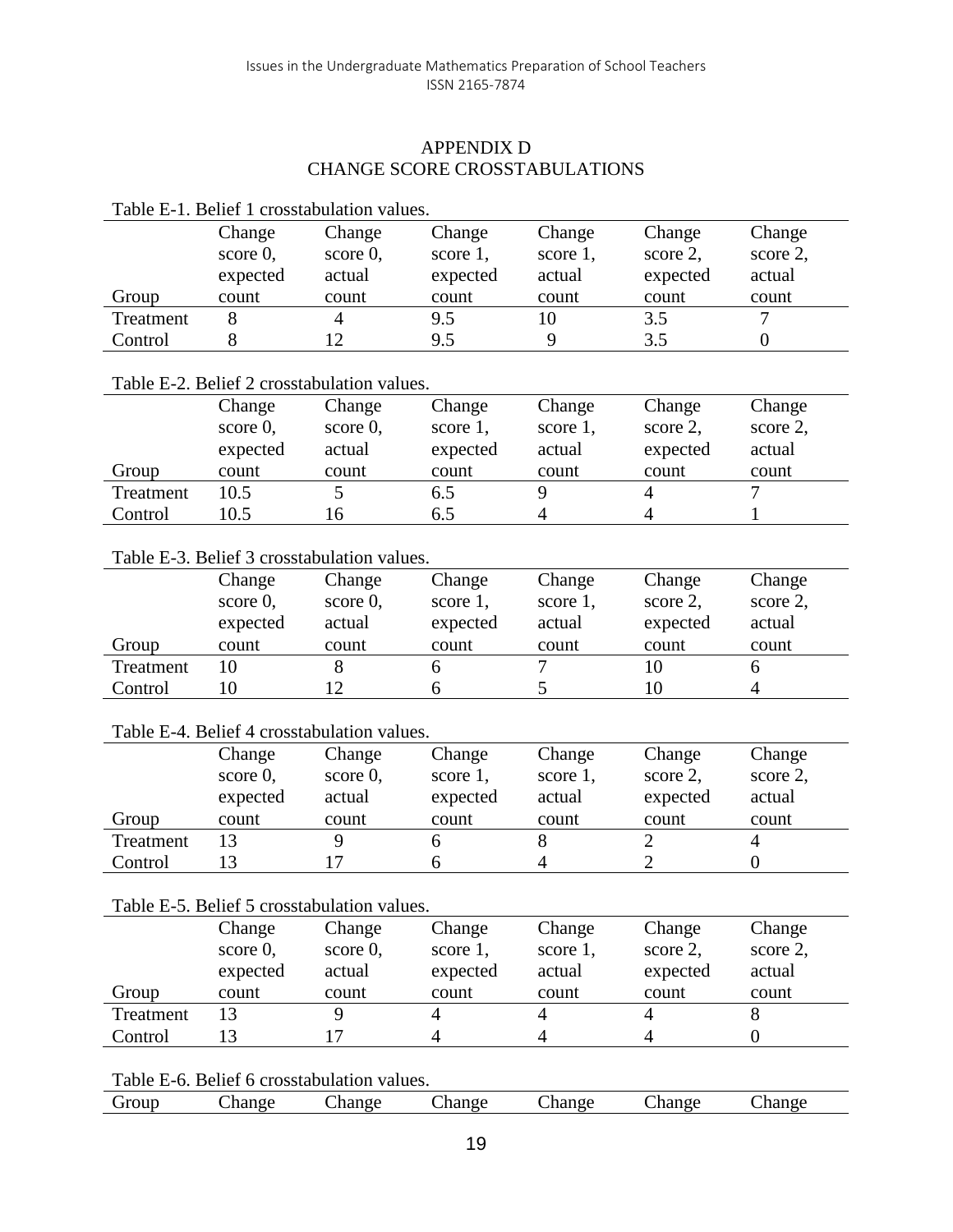# APPENDIX D
# CHANGE SCORE CROSSTABULATIONS

Table E-1. Belief 1 crosstabulation values.

| Group | Change score 0, expected count | Change score 0, actual count | Change score 1, expected count | Change score 1, actual count | Change score 2, expected count | Change score 2, actual count |
|---|---|---|---|---|---|---|
| Treatment | 8 | 4 | 9.5 | 10 | 3.5 | 7 |
| Control | 8 | 12 | 9.5 | 9 | 3.5 | 0 |

Table E-2. Belief 2 crosstabulation values.

| Group | Change score 0, expected count | Change score 0, actual count | Change score 1, expected count | Change score 1, actual count | Change score 2, expected count | Change score 2, actual count |
|---|---|---|---|---|---|---|
| Treatment | 10.5 | 5 | 6.5 | 9 | 4 | 7 |
| Control | 10.5 | 16 | 6.5 | 4 | 4 | 1 |

Table E-3. Belief 3 crosstabulation values.

| Group | Change score 0, expected count | Change score 0, actual count | Change score 1, expected count | Change score 1, actual count | Change score 2, expected count | Change score 2, actual count |
|---|---|---|---|---|---|---|
| Treatment | 10 | 8 | 6 | 7 | 10 | 6 |
| Control | 10 | 12 | 6 | 5 | 10 | 4 |

Table E-4. Belief 4 crosstabulation values.

| Group | Change score 0, expected count | Change score 0, actual count | Change score 1, expected count | Change score 1, actual count | Change score 2, expected count | Change score 2, actual count |
|---|---|---|---|---|---|---|
| Treatment | 13 | 9 | 6 | 8 | 2 | 4 |
| Control | 13 | 17 | 6 | 4 | 2 | 0 |

Table E-5. Belief 5 crosstabulation values.

| Group | Change score 0, expected count | Change score 0, actual count | Change score 1, expected count | Change score 1, actual count | Change score 2, expected count | Change score 2, actual count |
|---|---|---|---|---|---|---|
| Treatment | 13 | 9 | 4 | 4 | 4 | 8 |
| Control | 13 | 17 | 4 | 4 | 4 | 0 |

Table E-6. Belief 6 crosstabulation values.

| Group | Change | Change | Change | Change | Change | Change |
|---|---|---|---|---|---|---|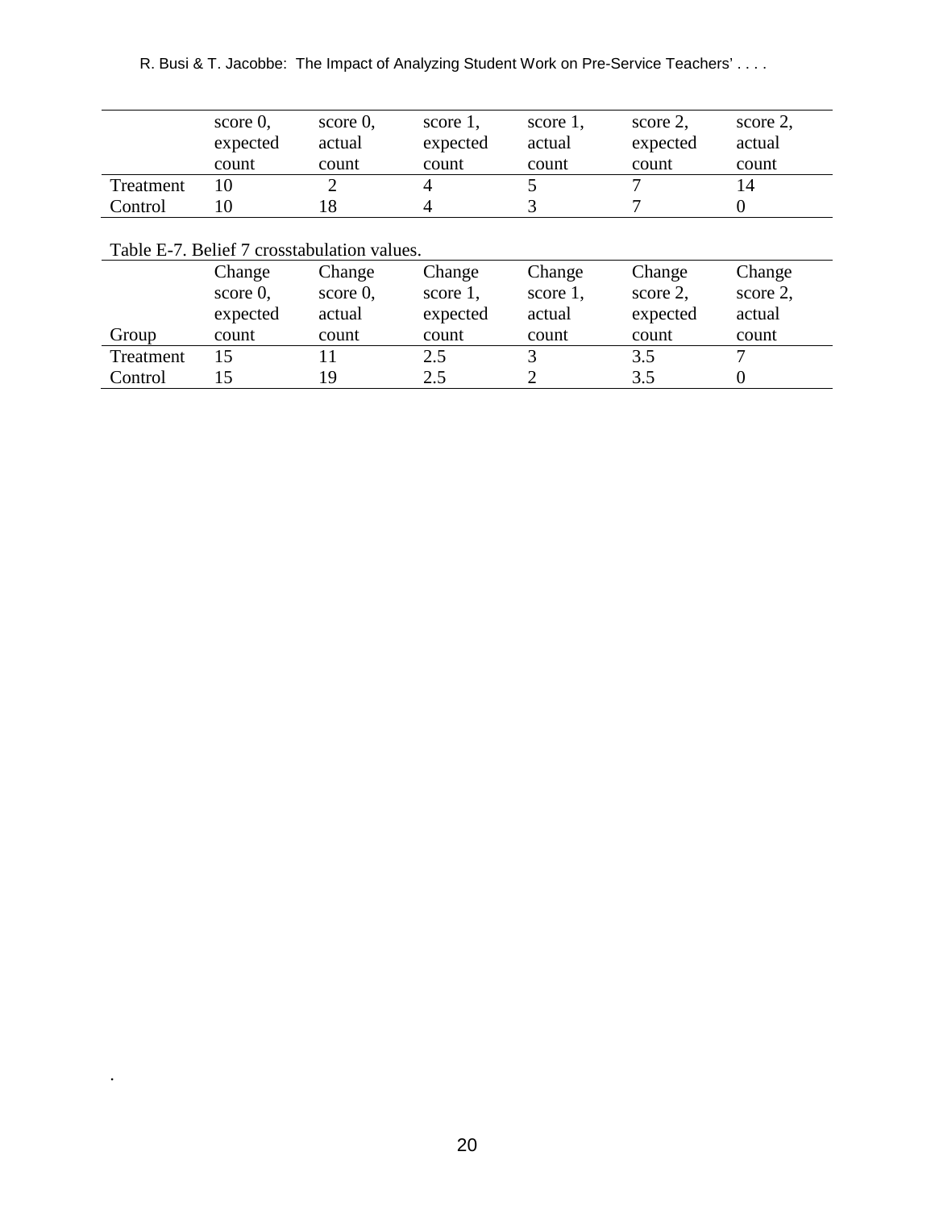| | score 0, expected count | score 0, actual count | score 1, expected count | score 1, actual count | score 2, expected count | score 2, actual count |
|---|---|---|---|---|---|---|
| Treatment | 10 | 2 | 4 | 5 | 7 | 14 |
| Control | 10 | 18 | 4 | 3 | 7 | 0 |

Table E-7. Belief 7 crosstabulation values.

| Group | Change score 0, expected count | Change score 0, actual count | Change score 1, expected count | Change score 1, actual count | Change score 2, expected count | Change score 2, actual count |
|---|---|---|---|---|---|---|
| Treatment | 15 | 11 | 2.5 | 3 | 3.5 | 7 |
| Control | 15 | 19 | 2.5 | 2 | 3.5 | 0 |

.